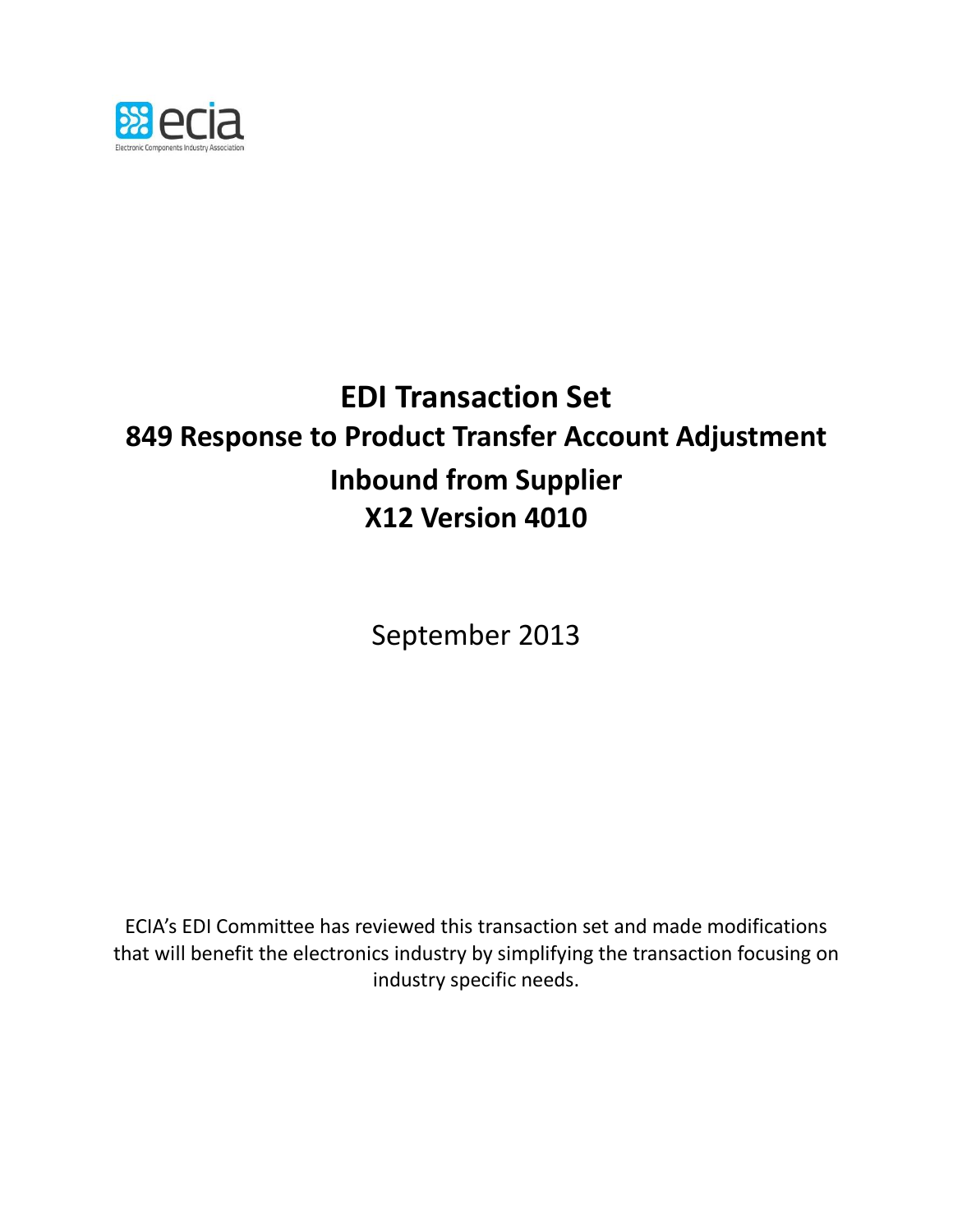ecia
Electronic Components Industry Association

# EDI Transaction Set

## 849 Response to Product Transfer Account Adjustment

## Inbound from Supplier

## X12 Version 4010

September 2013

ECIA's EDI Committee has reviewed this transaction set and made modifications that will benefit the electronics industry by simplifying the transaction focusing on industry specific needs.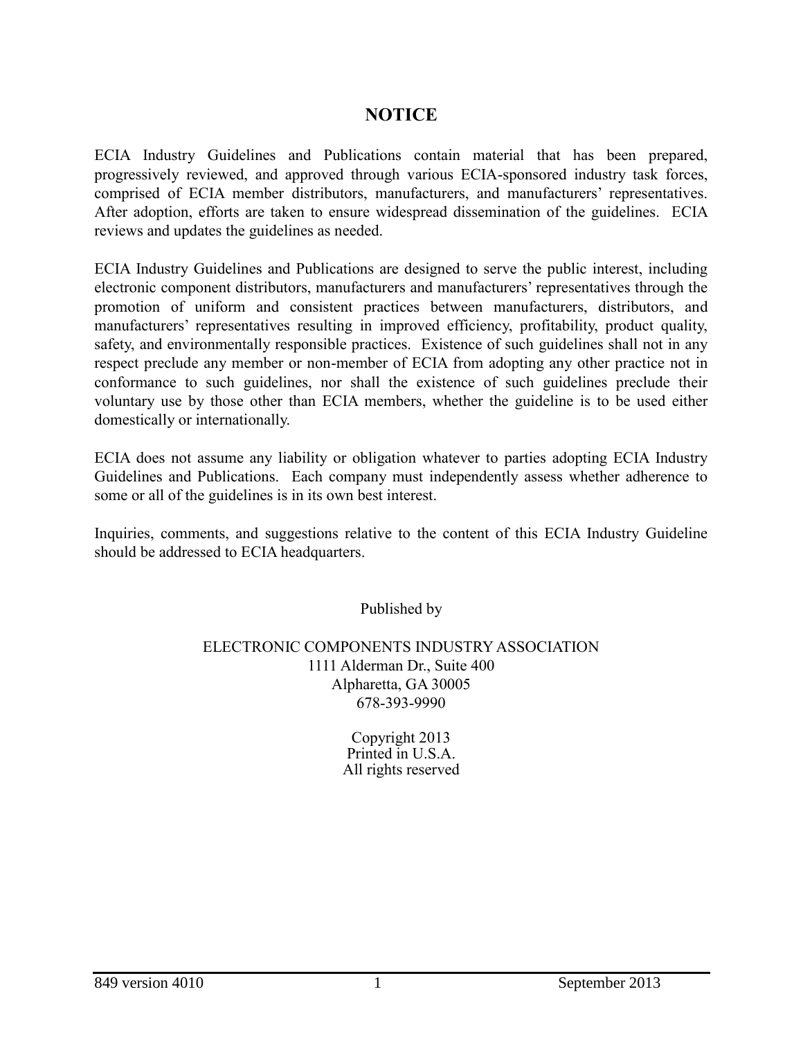# NOTICE

ECIA Industry Guidelines and Publications contain material that has been prepared, progressively reviewed, and approved through various ECIA-sponsored industry task forces, comprised of ECIA member distributors, manufacturers, and manufacturers' representatives. After adoption, efforts are taken to ensure widespread dissemination of the guidelines. ECIA reviews and updates the guidelines as needed.

ECIA Industry Guidelines and Publications are designed to serve the public interest, including electronic component distributors, manufacturers and manufacturers' representatives through the promotion of uniform and consistent practices between manufacturers, distributors, and manufacturers' representatives resulting in improved efficiency, profitability, product quality, safety, and environmentally responsible practices. Existence of such guidelines shall not in any respect preclude any member or non-member of ECIA from adopting any other practice not in conformance to such guidelines, nor shall the existence of such guidelines preclude their voluntary use by those other than ECIA members, whether the guideline is to be used either domestically or internationally.

ECIA does not assume any liability or obligation whatever to parties adopting ECIA Industry Guidelines and Publications. Each company must independently assess whether adherence to some or all of the guidelines is in its own best interest.

Inquiries, comments, and suggestions relative to the content of this ECIA Industry Guideline should be addressed to ECIA headquarters.

Published by

ELECTRONIC COMPONENTS INDUSTRY ASSOCIATION
1111 Alderman Dr., Suite 400
Alpharetta, GA 30005
678-393-9990

Copyright 2013
Printed in U.S.A.
All rights reserved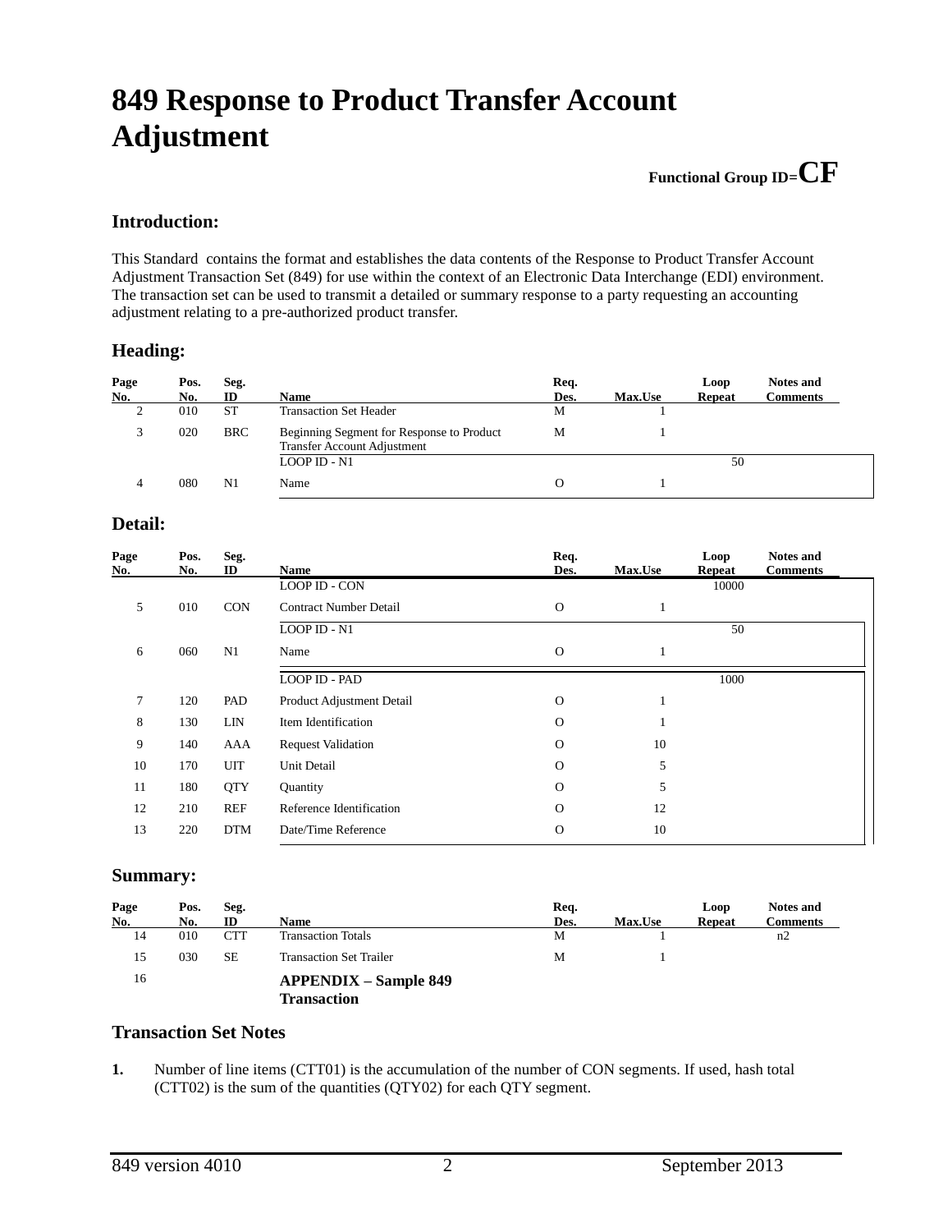# 849 Response to Product Transfer Account Adjustment

**Functional Group ID=CF**

## Introduction:

This Standard contains the format and establishes the data contents of the Response to Product Transfer Account Adjustment Transaction Set (849) for use within the context of an Electronic Data Interchange (EDI) environment. The transaction set can be used to transmit a detailed or summary response to a party requesting an accounting adjustment relating to a pre-authorized product transfer.

## Heading:

| Page No. | Pos. No. | Seg. ID | Name | Req. Des. | Max.Use | Loop Repeat | Notes and Comments |
|---|---|---|---|---|---|---|---|
| 2 | 010 | ST | Transaction Set Header | M | 1 | | |
| 3 | 020 | BRC | Beginning Segment for Response to Product Transfer Account Adjustment | M | 1 | | |
| | | | LOOP ID - N1 | | | 50 | |
| 4 | 080 | N1 | Name | O | 1 | | |

## Detail:

| Page No. | Pos. No. | Seg. ID | Name | Req. Des. | Max.Use | Loop Repeat | Notes and Comments |
|---|---|---|---|---|---|---|---|
| | | | LOOP ID - CON | | | 10000 | |
| 5 | 010 | CON | Contract Number Detail | O | 1 | | |
| | | | LOOP ID - N1 | | | 50 | |
| 6 | 060 | N1 | Name | O | 1 | | |
| | | | LOOP ID - PAD | | | 1000 | |
| 7 | 120 | PAD | Product Adjustment Detail | O | 1 | | |
| 8 | 130 | LIN | Item Identification | O | 1 | | |
| 9 | 140 | AAA | Request Validation | O | 10 | | |
| 10 | 170 | UIT | Unit Detail | O | 5 | | |
| 11 | 180 | QTY | Quantity | O | 5 | | |
| 12 | 210 | REF | Reference Identification | O | 12 | | |
| 13 | 220 | DTM | Date/Time Reference | O | 10 | | |

## Summary:

| Page No. | Pos. No. | Seg. ID | Name | Req. Des. | Max.Use | Loop Repeat | Notes and Comments |
|---|---|---|---|---|---|---|---|
| 14 | 010 | CTT | Transaction Totals | M | 1 | | n2 |
| 15 | 030 | SE | Transaction Set Trailer | M | 1 | | |
| 16 | | | **APPENDIX – Sample 849 Transaction** | | | | |

## Transaction Set Notes

1. Number of line items (CTT01) is the accumulation of the number of CON segments. If used, hash total (CTT02) is the sum of the quantities (QTY02) for each QTY segment.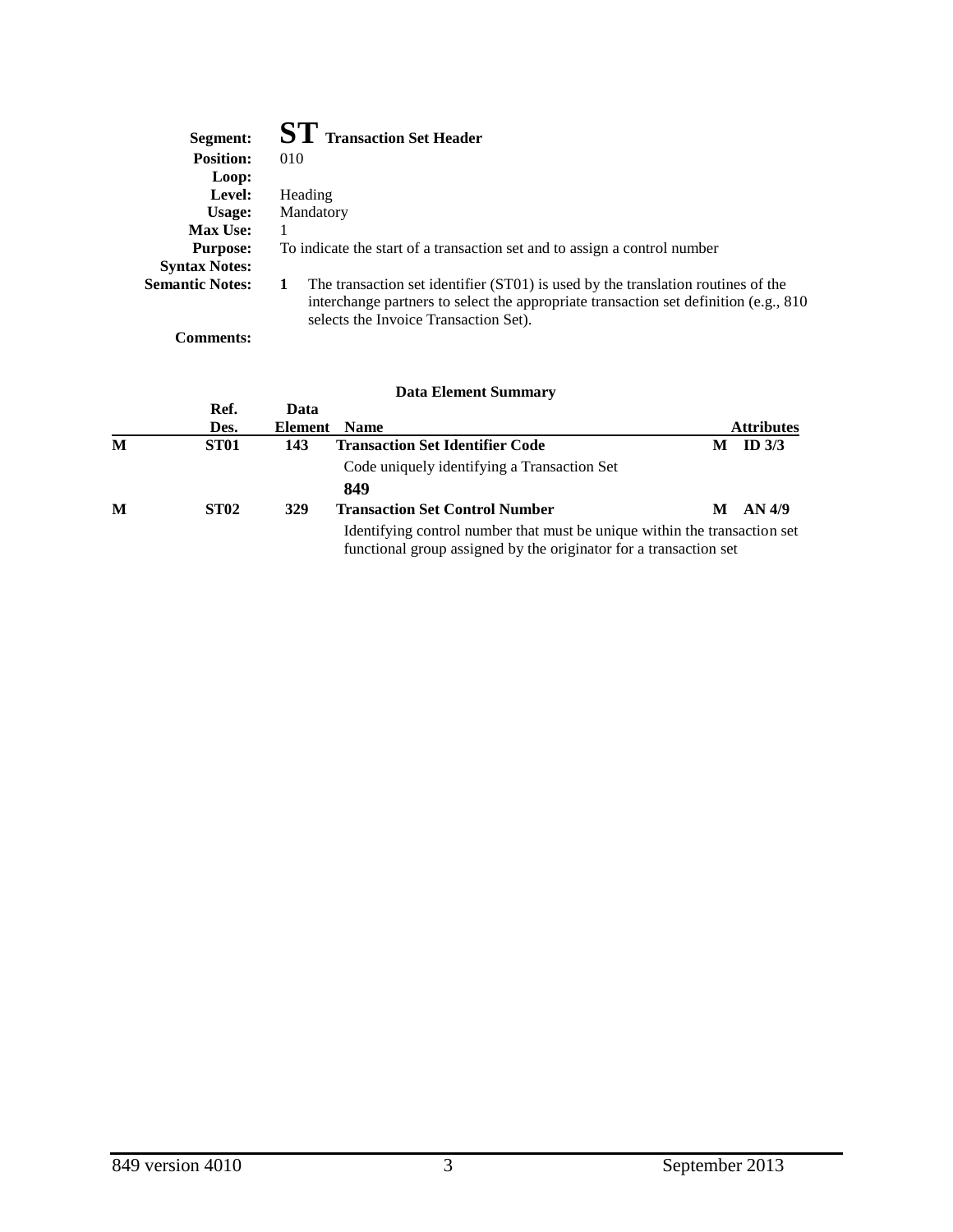**Segment:** **ST** **Transaction Set Header**

**Position:** 010

**Loop:**

**Level:** Heading

**Usage:** Mandatory

**Max Use:** 1

**Purpose:** To indicate the start of a transaction set and to assign a control number

**Syntax Notes:**

**Semantic Notes:** **1** The transaction set identifier (ST01) is used by the translation routines of the interchange partners to select the appropriate transaction set definition (e.g., 810 selects the Invoice Transaction Set).

**Comments:**

**Data Element Summary**

| | Ref. Des. | Data Element | Name | | Attributes |
|---|---|---|---|---|---|
| **M** | **ST01** | **143** | **Transaction Set Identifier Code** | **M** | **ID 3/3** |
| | | | Code uniquely identifying a Transaction Set | | |
| | | | **849** | | |
| **M** | **ST02** | **329** | **Transaction Set Control Number** | **M** | **AN 4/9** |
| | | | Identifying control number that must be unique within the transaction set functional group assigned by the originator for a transaction set | | |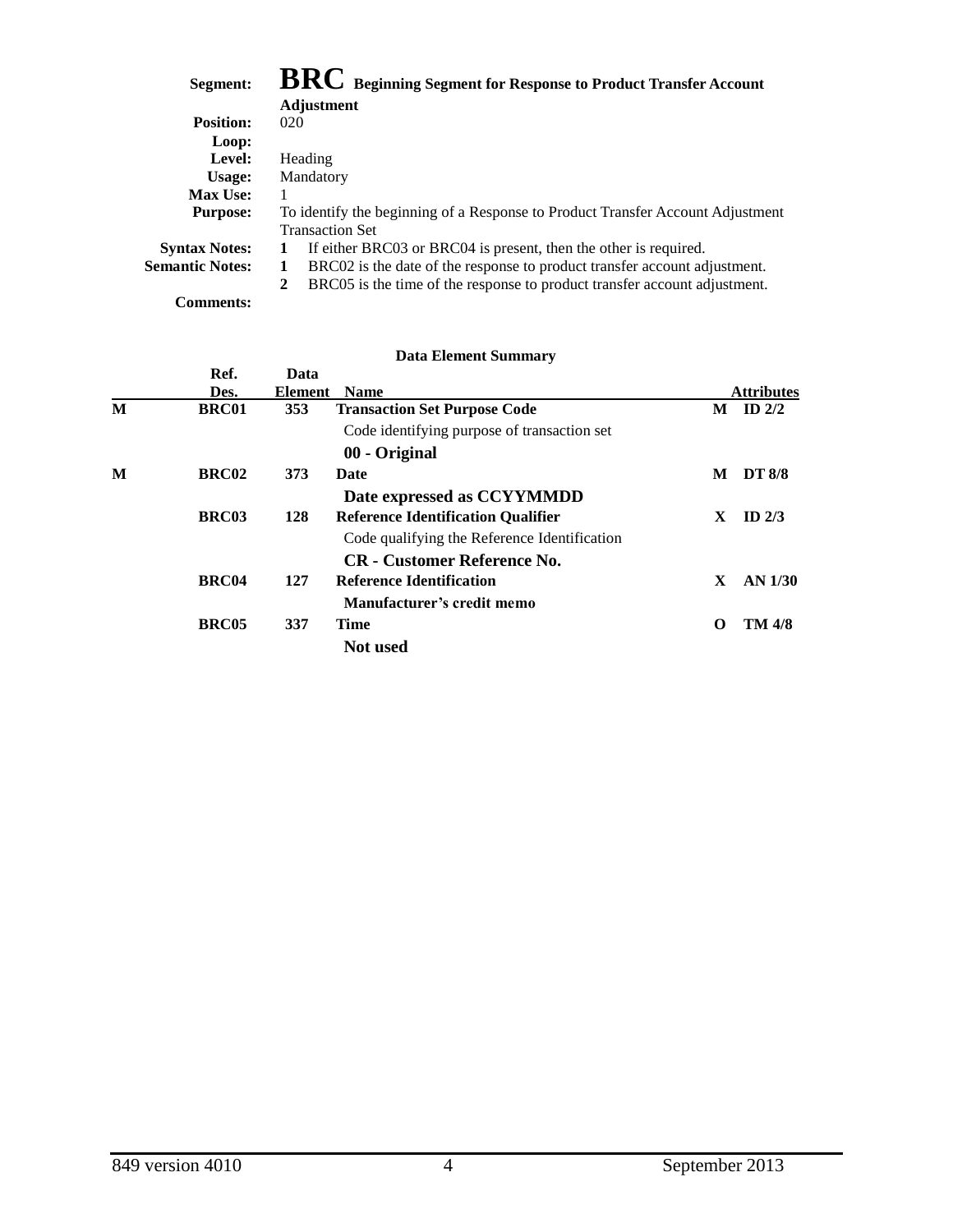**Segment:** **BRC** **Beginning Segment for Response to Product Transfer Account Adjustment**

**Position:** 020

**Loop:**

**Level:** Heading

**Usage:** Mandatory

**Max Use:** 1

**Purpose:** To identify the beginning of a Response to Product Transfer Account Adjustment Transaction Set

**Syntax Notes:**
1. If either BRC03 or BRC04 is present, then the other is required.

**Semantic Notes:**
1. BRC02 is the date of the response to product transfer account adjustment.
2. BRC05 is the time of the response to product transfer account adjustment.

**Comments:**

**Data Element Summary**

| | Ref. Des. | Data Element | Name | | Attributes |
|---|---|---|---|---|---|
| **M** | **BRC01** | **353** | **Transaction Set Purpose Code** | **M** | **ID 2/2** |
| | | | Code identifying purpose of transaction set | | |
| | | | **00 - Original** | | |
| **M** | **BRC02** | **373** | **Date** | **M** | **DT 8/8** |
| | | | **Date expressed as CCYYMMDD** | | |
| | **BRC03** | **128** | **Reference Identification Qualifier** | **X** | **ID 2/3** |
| | | | Code qualifying the Reference Identification | | |
| | | | **CR - Customer Reference No.** | | |
| | **BRC04** | **127** | **Reference Identification** | **X** | **AN 1/30** |
| | | | **Manufacturer's credit memo** | | |
| | **BRC05** | **337** | **Time** | **O** | **TM 4/8** |
| | | | **Not used** | | |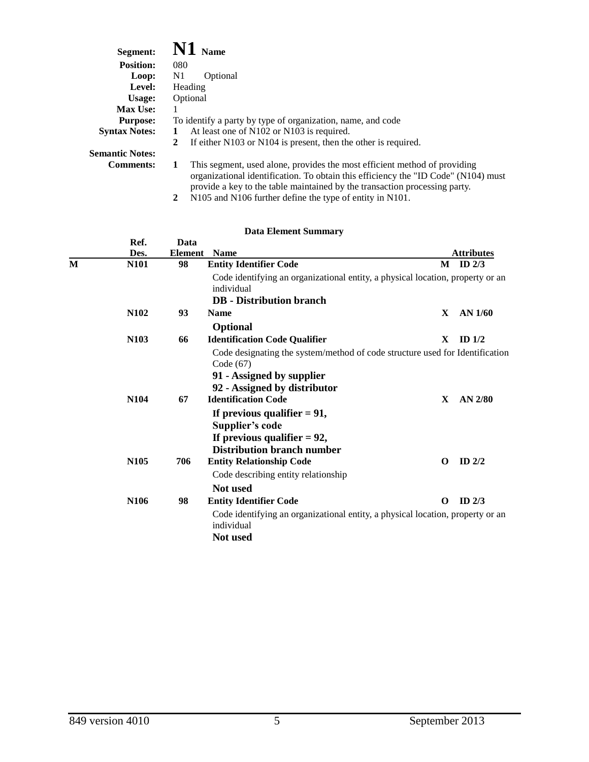**Segment:** **N1** **Name**

**Position:** 080

**Loop:** N1 Optional

**Level:** Heading

**Usage:** Optional

**Max Use:** 1

**Purpose:** To identify a party by type of organization, name, and code

**Syntax Notes:**
1. At least one of N102 or N103 is required.
2. If either N103 or N104 is present, then the other is required.

**Semantic Notes:**

**Comments:**
1. This segment, used alone, provides the most efficient method of providing organizational identification. To obtain this efficiency the "ID Code" (N104) must provide a key to the table maintained by the transaction processing party.
2. N105 and N106 further define the type of entity in N101.

**Data Element Summary**

| | Ref. Des. | Data Element | Name | | Attributes |
|---|---|---|---|---|---|
| M | N101 | 98 | **Entity Identifier Code**<br>Code identifying an organizational entity, a physical location, property or an individual<br>**DB - Distribution branch** | M | ID 2/3 |
| | N102 | 93 | **Name**<br>**Optional** | X | AN 1/60 |
| | N103 | 66 | **Identification Code Qualifier**<br>Code designating the system/method of code structure used for Identification Code (67)<br>**91 - Assigned by supplier**<br>**92 - Assigned by distributor** | X | ID 1/2 |
| | N104 | 67 | **Identification Code**<br>**If previous qualifier = 91, Supplier's code**<br>**If previous qualifier = 92, Distribution branch number** | X | AN 2/80 |
| | N105 | 706 | **Entity Relationship Code**<br>Code describing entity relationship<br>**Not used** | O | ID 2/2 |
| | N106 | 98 | **Entity Identifier Code**<br>Code identifying an organizational entity, a physical location, property or an individual<br>**Not used** | O | ID 2/3 |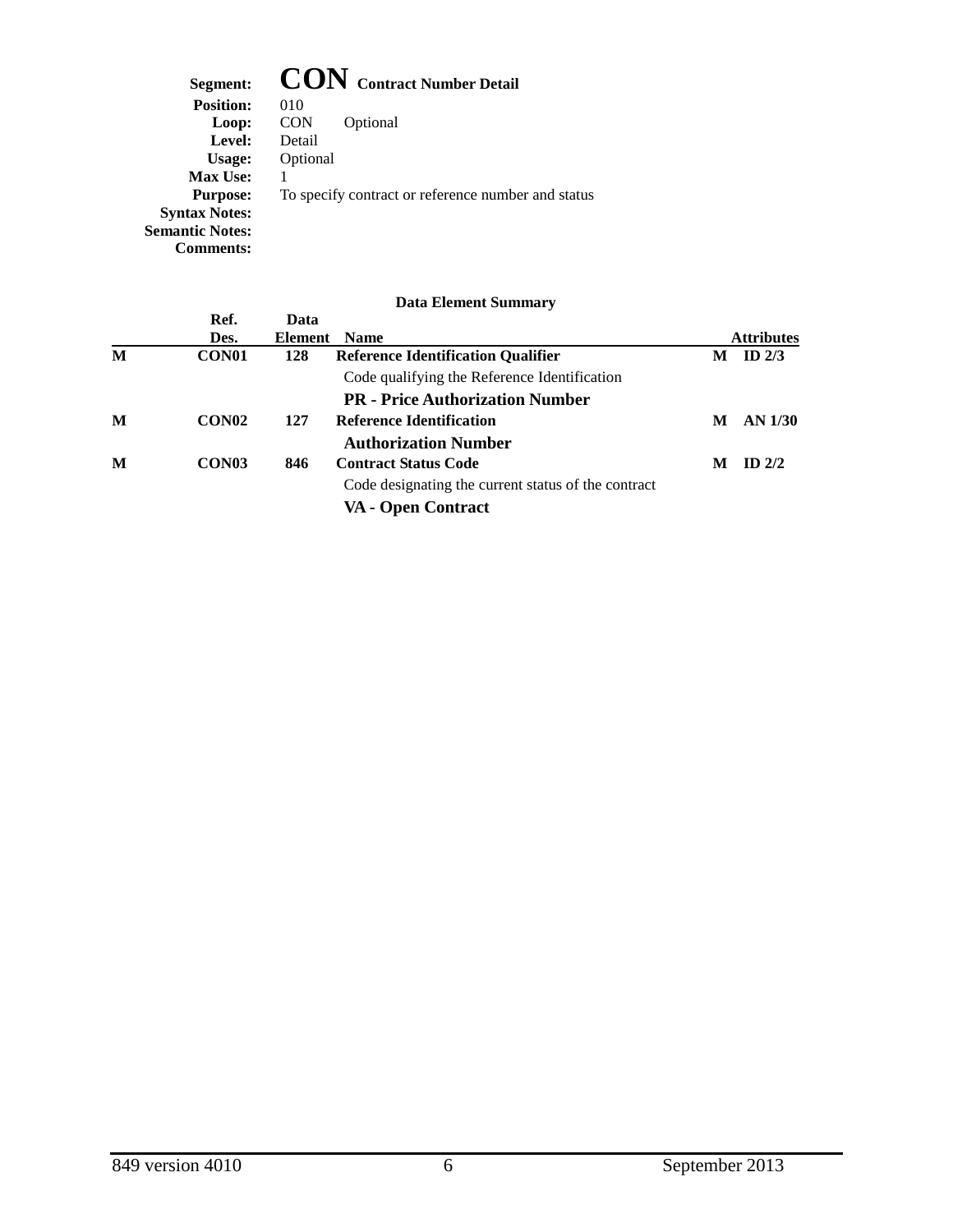**Segment:** **CON** **Contract Number Detail**
**Position:** 010
**Loop:** CON Optional
**Level:** Detail
**Usage:** Optional
**Max Use:** 1
**Purpose:** To specify contract or reference number and status
**Syntax Notes:**
**Semantic Notes:**
**Comments:**

**Data Element Summary**

| | Ref. Des. | Data Element | Name | | Attributes |
|---|---|---|---|---|---|
| M | CON01 | 128 | **Reference Identification Qualifier** | M | ID 2/3 |
| | | | Code qualifying the Reference Identification | | |
| | | | **PR - Price Authorization Number** | | |
| M | CON02 | 127 | **Reference Identification** | M | AN 1/30 |
| | | | **Authorization Number** | | |
| M | CON03 | 846 | **Contract Status Code** | M | ID 2/2 |
| | | | Code designating the current status of the contract | | |
| | | | **VA - Open Contract** | | |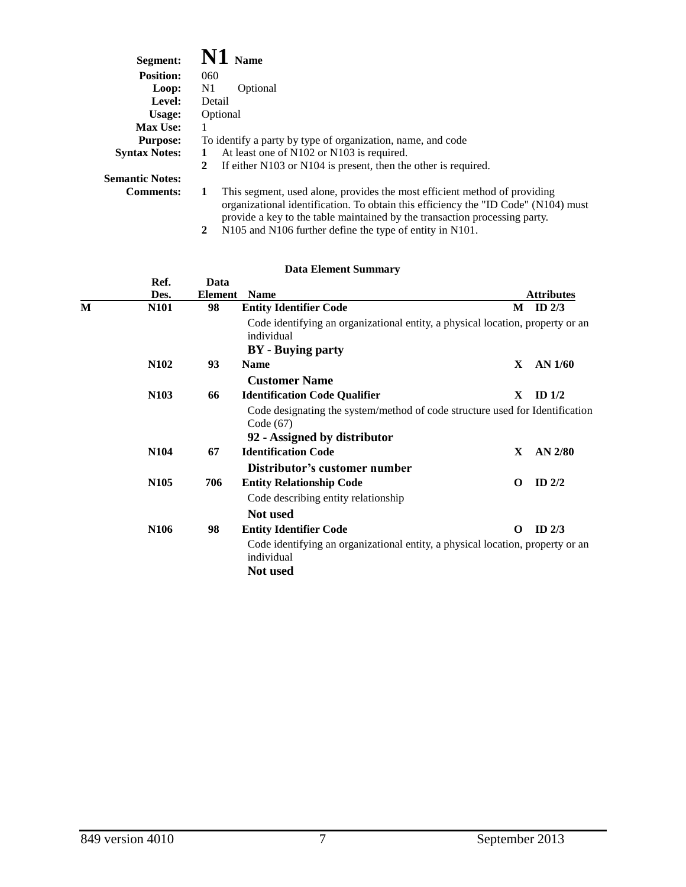**Segment:** **N1** **Name**

**Position:** 060

**Loop:** N1 Optional

**Level:** Detail

**Usage:** Optional

**Max Use:** 1

**Purpose:** To identify a party by type of organization, name, and code

**Syntax Notes:**
1. At least one of N102 or N103 is required.
2. If either N103 or N104 is present, then the other is required.

**Semantic Notes:**

**Comments:**
1. This segment, used alone, provides the most efficient method of providing organizational identification. To obtain this efficiency the "ID Code" (N104) must provide a key to the table maintained by the transaction processing party.
2. N105 and N106 further define the type of entity in N101.

**Data Element Summary**

| | Ref. Des. | Data Element | Name | | Attributes |
|---|---|---|---|---|---|
| M | N101 | 98 | **Entity Identifier Code**<br>Code identifying an organizational entity, a physical location, property or an individual<br>**BY - Buying party** | M | ID 2/3 |
| | N102 | 93 | **Name**<br>**Customer Name** | X | AN 1/60 |
| | N103 | 66 | **Identification Code Qualifier**<br>Code designating the system/method of code structure used for Identification Code (67)<br>**92 - Assigned by distributor** | X | ID 1/2 |
| | N104 | 67 | **Identification Code**<br>**Distributor's customer number** | X | AN 2/80 |
| | N105 | 706 | **Entity Relationship Code**<br>Code describing entity relationship<br>**Not used** | O | ID 2/2 |
| | N106 | 98 | **Entity Identifier Code**<br>Code identifying an organizational entity, a physical location, property or an individual<br>**Not used** | O | ID 2/3 |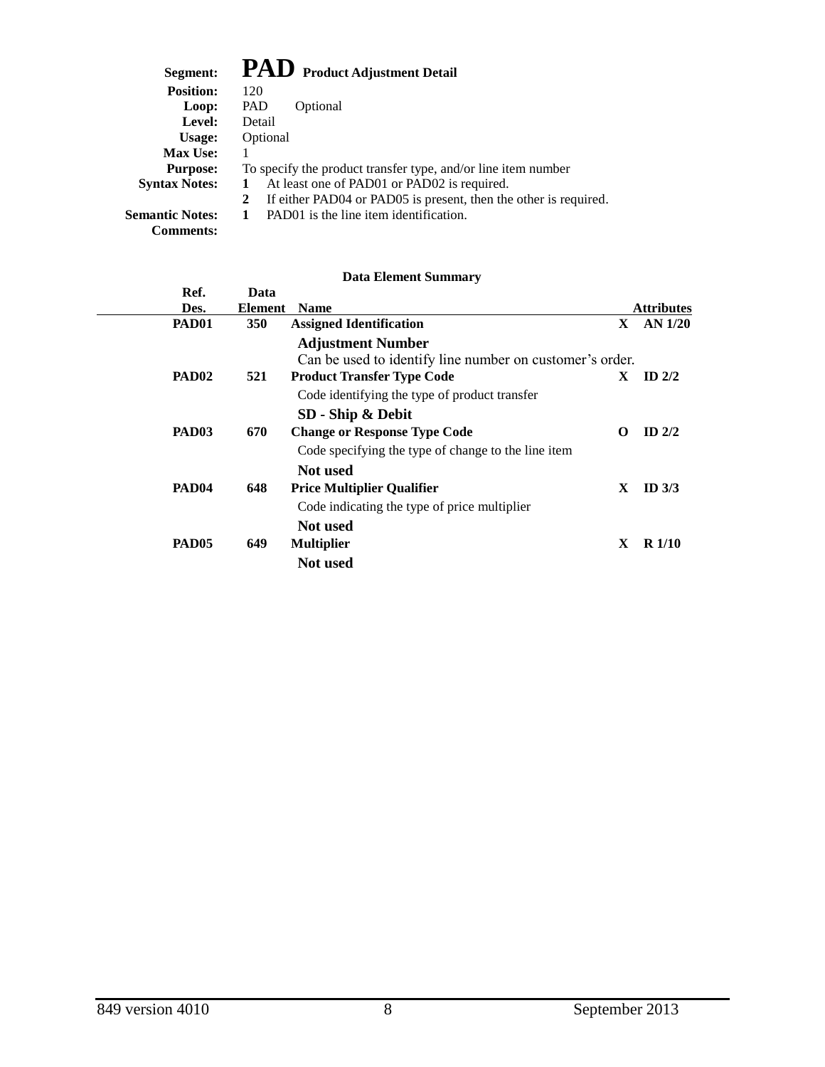**Segment:** **PAD** **Product Adjustment Detail**
**Position:** 120
**Loop:** PAD Optional
**Level:** Detail
**Usage:** Optional
**Max Use:** 1
**Purpose:** To specify the product transfer type, and/or line item number
**Syntax Notes:**
1. At least one of PAD01 or PAD02 is required.
2. If either PAD04 or PAD05 is present, then the other is required.

**Semantic Notes:**
1. PAD01 is the line item identification.

**Comments:**

### Data Element Summary

| Ref. Des. | Data Element | Name | | Attributes |
|---|---|---|---|---|
| **PAD01** | **350** | **Assigned Identification** | **X** | **AN 1/20** |
| | | **Adjustment Number**<br>Can be used to identify line number on customer's order. | | |
| **PAD02** | **521** | **Product Transfer Type Code** | **X** | **ID 2/2** |
| | | Code identifying the type of product transfer<br>**SD - Ship & Debit** | | |
| **PAD03** | **670** | **Change or Response Type Code** | **O** | **ID 2/2** |
| | | Code specifying the type of change to the line item<br>**Not used** | | |
| **PAD04** | **648** | **Price Multiplier Qualifier** | **X** | **ID 3/3** |
| | | Code indicating the type of price multiplier<br>**Not used** | | |
| **PAD05** | **649** | **Multiplier** | **X** | **R 1/10** |
| | | **Not used** | | |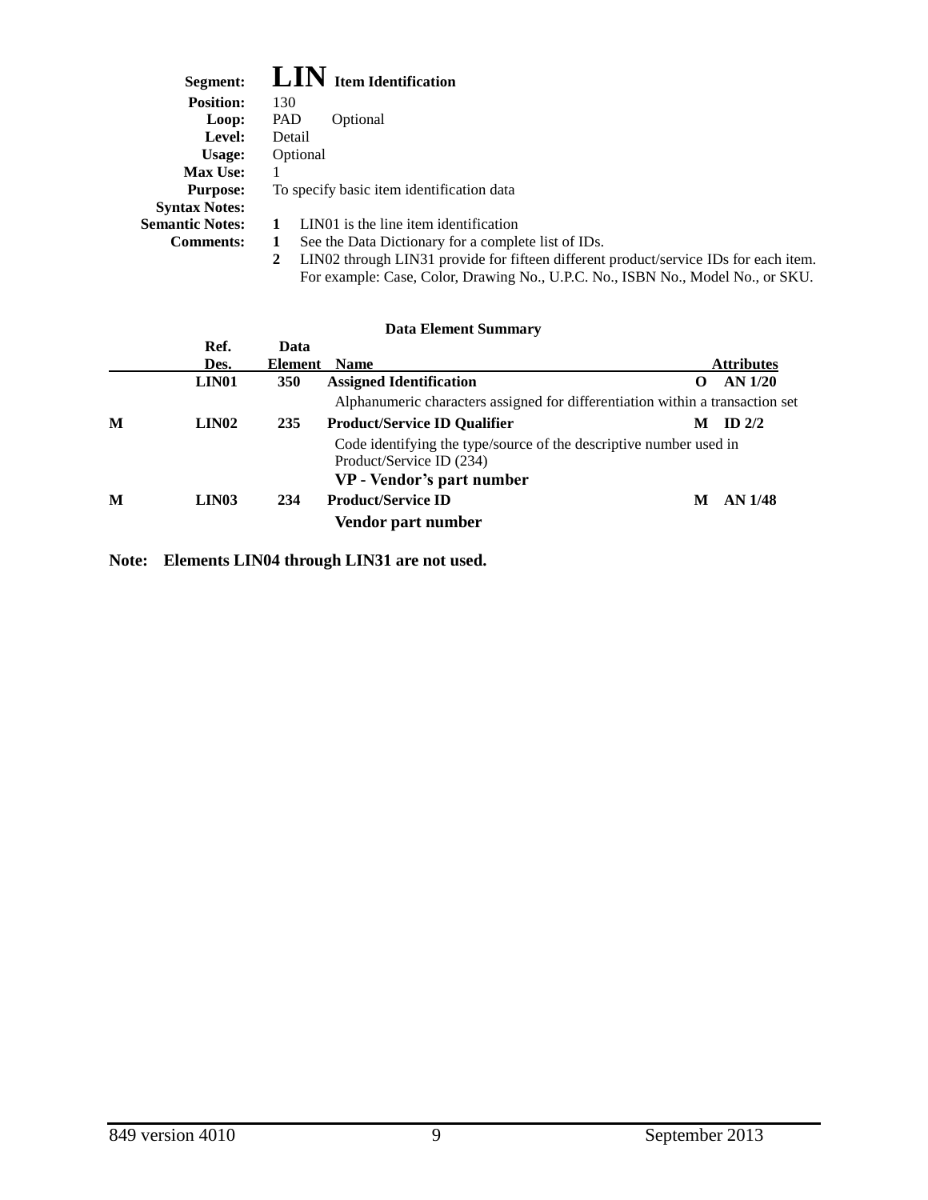**Segment:** **LIN** **Item Identification**
**Position:** 130
**Loop:** PAD Optional
**Level:** Detail
**Usage:** Optional
**Max Use:** 1
**Purpose:** To specify basic item identification data
**Syntax Notes:**
**Semantic Notes:** **1** LIN01 is the line item identification
**Comments:** **1** See the Data Dictionary for a complete list of IDs.
**2** LIN02 through LIN31 provide for fifteen different product/service IDs for each item. For example: Case, Color, Drawing No., U.P.C. No., ISBN No., Model No., or SKU.

**Data Element Summary**

| | Ref. Des. | Data Element | Name | | Attributes |
|---|---|---|---|---|---|
| | **LIN01** | **350** | **Assigned Identification** | **O** | **AN 1/20** |
| | | | Alphanumeric characters assigned for differentiation within a transaction set | | |
| **M** | **LIN02** | **235** | **Product/Service ID Qualifier** | **M** | **ID 2/2** |
| | | | Code identifying the type/source of the descriptive number used in Product/Service ID (234) | | |
| | | | **VP - Vendor's part number** | | |
| **M** | **LIN03** | **234** | **Product/Service ID** | **M** | **AN 1/48** |
| | | | **Vendor part number** | | |

**Note: Elements LIN04 through LIN31 are not used.**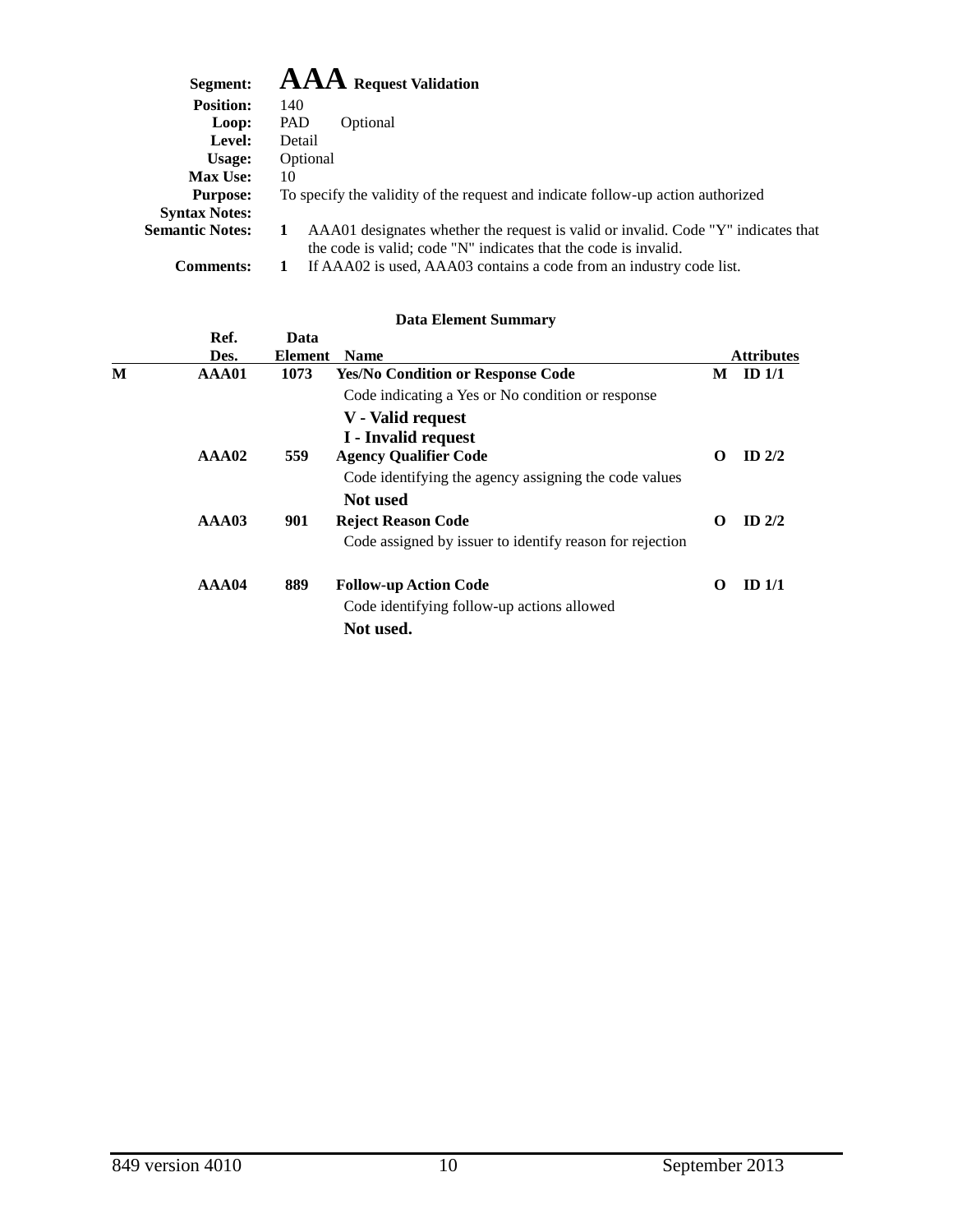**Segment:** **AAA** **Request Validation**
**Position:** 140
**Loop:** PAD Optional
**Level:** Detail
**Usage:** Optional
**Max Use:** 10
**Purpose:** To specify the validity of the request and indicate follow-up action authorized
**Syntax Notes:**
**Semantic Notes:** **1** AAA01 designates whether the request is valid or invalid. Code "Y" indicates that the code is valid; code "N" indicates that the code is invalid.
**Comments:** **1** If AAA02 is used, AAA03 contains a code from an industry code list.

**Data Element Summary**

| | Ref. Des. | Data Element | Name | | Attributes |
|---|---|---|---|---|---|
| M | AAA01 | 1073 | **Yes/No Condition or Response Code**<br>Code indicating a Yes or No condition or response<br>**V - Valid request**<br>**I - Invalid request** | M | ID 1/1 |
| | AAA02 | 559 | **Agency Qualifier Code**<br>Code identifying the agency assigning the code values<br>**Not used** | O | ID 2/2 |
| | AAA03 | 901 | **Reject Reason Code**<br>Code assigned by issuer to identify reason for rejection | O | ID 2/2 |
| | AAA04 | 889 | **Follow-up Action Code**<br>Code identifying follow-up actions allowed<br>**Not used.** | O | ID 1/1 |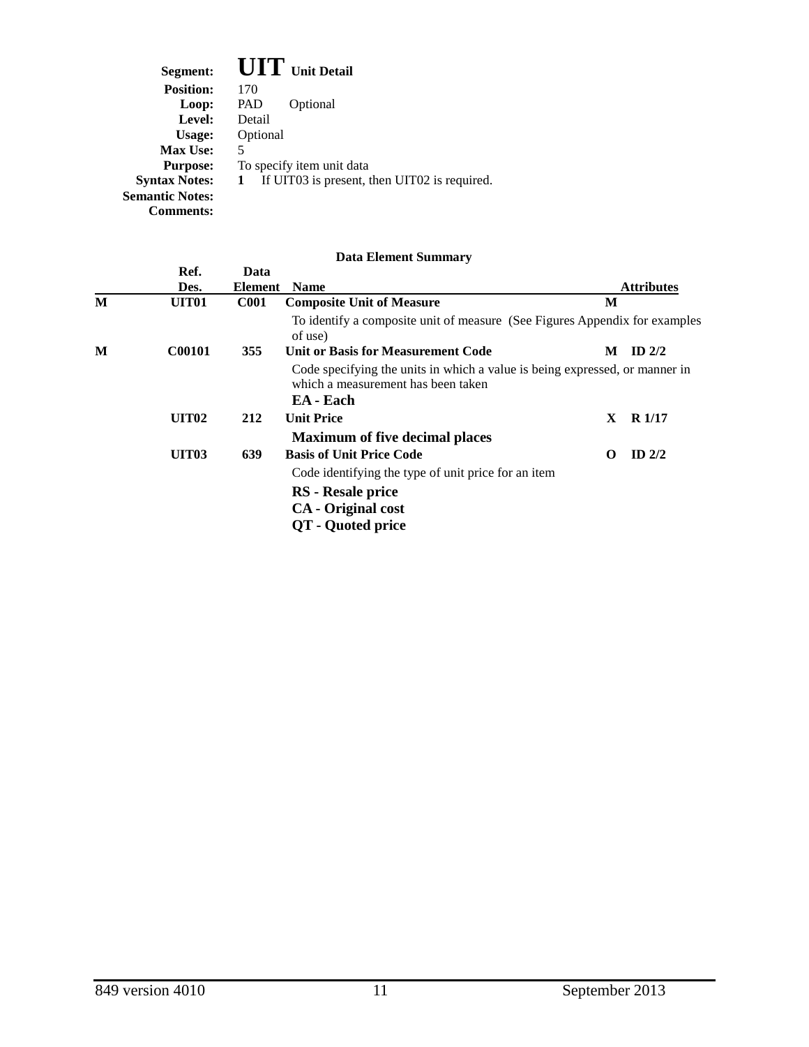**Segment:** **UIT** **Unit Detail**
**Position:** 170
**Loop:** PAD Optional
**Level:** Detail
**Usage:** Optional
**Max Use:** 5
**Purpose:** To specify item unit data
**Syntax Notes:** **1** If UIT03 is present, then UIT02 is required.
**Semantic Notes:**
**Comments:**

**Data Element Summary**

| | Ref. Des. | Data Element | Name | | Attributes |
|---|---|---|---|---|---|
| **M** | **UIT01** | **C001** | **Composite Unit of Measure**<br>To identify a composite unit of measure (See Figures Appendix for examples of use) | **M** | |
| **M** | **C00101** | **355** | **Unit or Basis for Measurement Code**<br>Code specifying the units in which a value is being expressed, or manner in which a measurement has been taken<br>**EA - Each** | **M** | **ID 2/2** |
| | **UIT02** | **212** | **Unit Price**<br>**Maximum of five decimal places** | **X** | **R 1/17** |
| | **UIT03** | **639** | **Basis of Unit Price Code**<br>Code identifying the type of unit price for an item<br>**RS - Resale price**<br>**CA - Original cost**<br>**QT - Quoted price** | **O** | **ID 2/2** |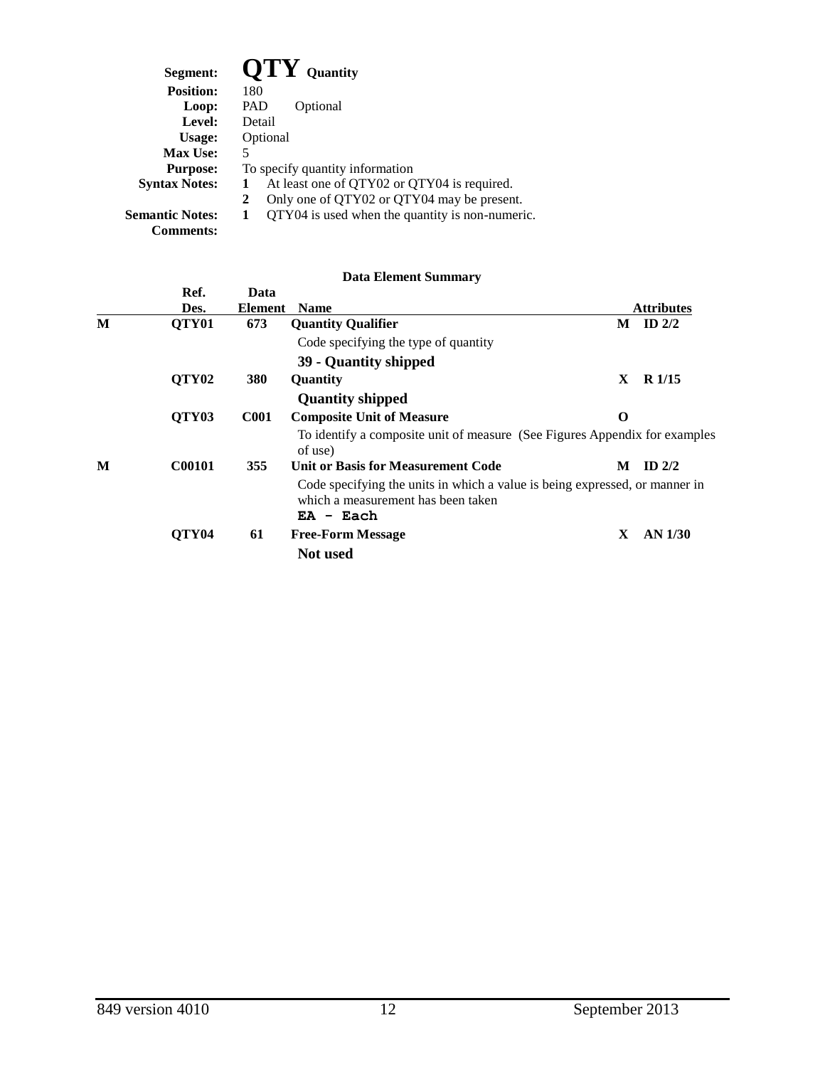**Segment:** **QTY** Quantity
**Position:** 180
**Loop:** PAD Optional
**Level:** Detail
**Usage:** Optional
**Max Use:** 5
**Purpose:** To specify quantity information
**Syntax Notes:**
**1** At least one of QTY02 or QTY04 is required.
**2** Only one of QTY02 or QTY04 may be present.
**Semantic Notes:**
**1** QTY04 is used when the quantity is non-numeric.
**Comments:**

**Data Element Summary**

| | Ref. Des. | Data Element | Name | | Attributes |
|---|---|---|---|---|---|
| M | QTY01 | 673 | **Quantity Qualifier** | M | ID 2/2 |
| | | | Code specifying the type of quantity | | |
| | | | **39 - Quantity shipped** | | |
| | QTY02 | 380 | **Quantity** | X | R 1/15 |
| | | | **Quantity shipped** | | |
| | QTY03 | C001 | **Composite Unit of Measure** | O | |
| | | | To identify a composite unit of measure (See Figures Appendix for examples of use) | | |
| M | C00101 | 355 | **Unit or Basis for Measurement Code** | M | ID 2/2 |
| | | | Code specifying the units in which a value is being expressed, or manner in which a measurement has been taken | | |
| | | | **EA - Each** | | |
| | QTY04 | 61 | **Free-Form Message** | X | AN 1/30 |
| | | | **Not used** | | |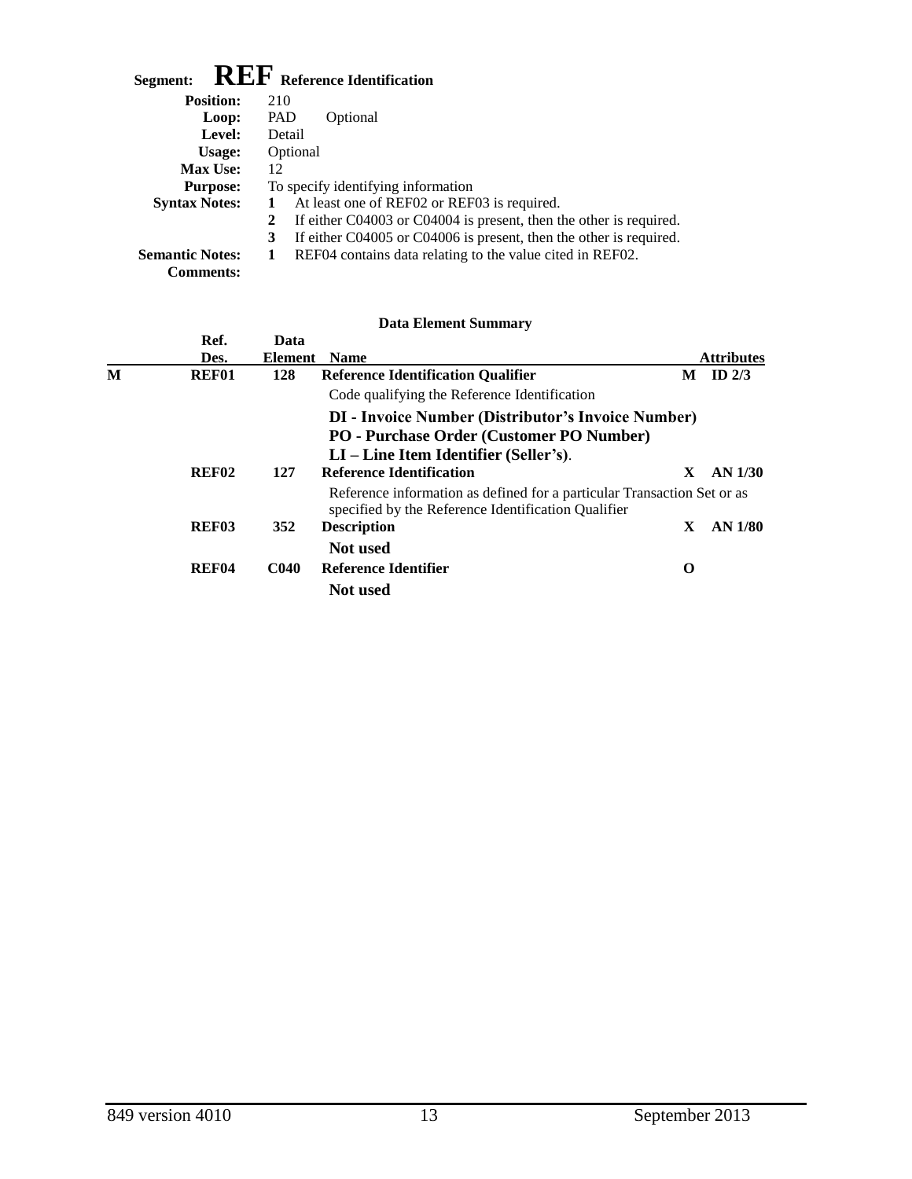# Segment: **REF** Reference Identification

**Position:** 210
**Loop:** PAD Optional
**Level:** Detail
**Usage:** Optional
**Max Use:** 12
**Purpose:** To specify identifying information
**Syntax Notes:**
1. At least one of REF02 or REF03 is required.
2. If either C04003 or C04004 is present, then the other is required.
3. If either C04005 or C04006 is present, then the other is required.

**Semantic Notes:**
1. REF04 contains data relating to the value cited in REF02.

**Comments:**

### Data Element Summary

| | Ref. Des. | Data Element | Name | | Attributes |
|---|---|---|---|---|---|
| M | REF01 | 128 | **Reference Identification Qualifier**<br>Code qualifying the Reference Identification<br>**DI - Invoice Number (Distributor's Invoice Number)**<br>**PO - Purchase Order (Customer PO Number)**<br>**LI – Line Item Identifier (Seller's)**. | M | ID 2/3 |
| | REF02 | 127 | **Reference Identification**<br>Reference information as defined for a particular Transaction Set or as specified by the Reference Identification Qualifier | X | AN 1/30 |
| | REF03 | 352 | **Description**<br>**Not used** | X | AN 1/80 |
| | REF04 | C040 | **Reference Identifier**<br>**Not used** | O | |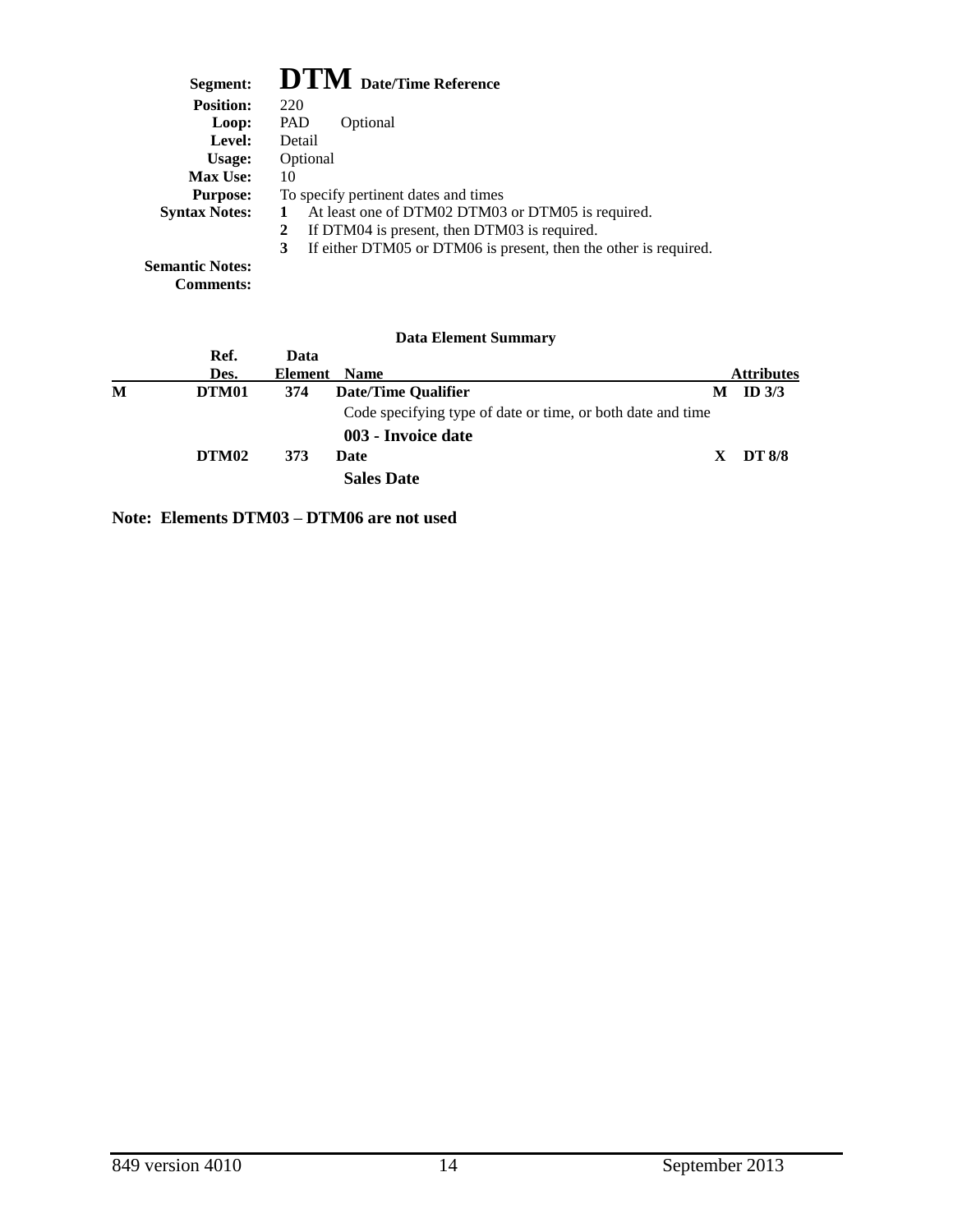**Segment:** **DTM** **Date/Time Reference**
**Position:** 220
**Loop:** PAD Optional
**Level:** Detail
**Usage:** Optional
**Max Use:** 10
**Purpose:** To specify pertinent dates and times
**Syntax Notes:**
1. At least one of DTM02 DTM03 or DTM05 is required.
2. If DTM04 is present, then DTM03 is required.
3. If either DTM05 or DTM06 is present, then the other is required.

**Semantic Notes:**
**Comments:**

**Data Element Summary**

| | Ref. Des. | Data Element | Name | | Attributes |
|---|---|---|---|---|---|
| M | DTM01 | 374 | **Date/Time Qualifier**<br>Code specifying type of date or time, or both date and time<br>**003 - Invoice date** | M | ID 3/3 |
| | DTM02 | 373 | **Date**<br>**Sales Date** | X | DT 8/8 |

**Note: Elements DTM03 – DTM06 are not used**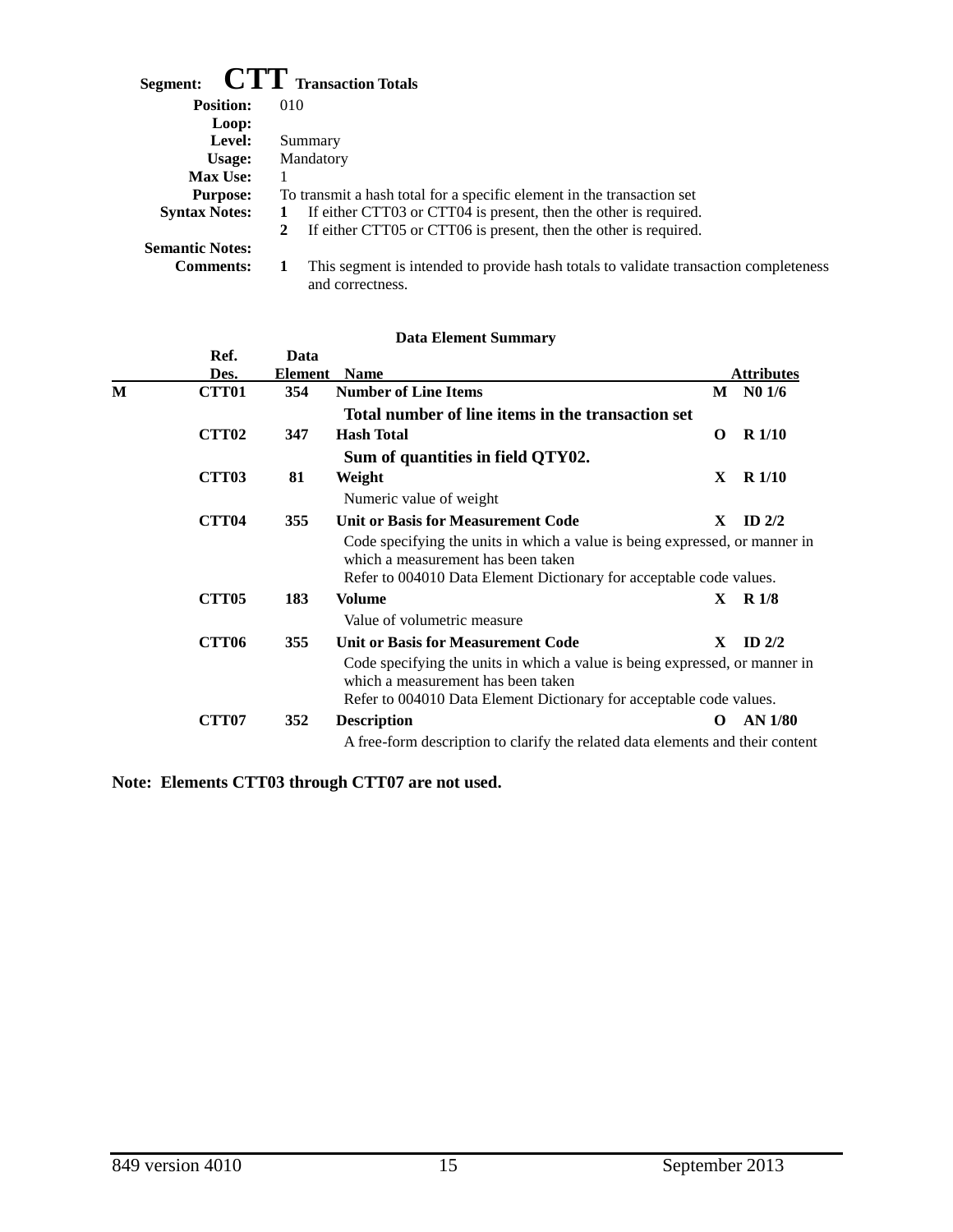**Segment: CTT Transaction Totals**

**Position:** 010

**Loop:**

**Level:** Summary

**Usage:** Mandatory

**Max Use:** 1

**Purpose:** To transmit a hash total for a specific element in the transaction set

**Syntax Notes:**
1. If either CTT03 or CTT04 is present, then the other is required.
2. If either CTT05 or CTT06 is present, then the other is required.

**Semantic Notes:**

**Comments:**
1. This segment is intended to provide hash totals to validate transaction completeness and correctness.

**Data Element Summary**

| | Ref. Des. | Data Element | Name | | Attributes |
|---|---|---|---|---|---|
| M | CTT01 | 354 | **Number of Line Items** | M | N0 1/6 |
| | | | **Total number of line items in the transaction set** | | |
| | CTT02 | 347 | **Hash Total** | O | R 1/10 |
| | | | **Sum of quantities in field QTY02.** | | |
| | CTT03 | 81 | **Weight** | X | R 1/10 |
| | | | Numeric value of weight | | |
| | CTT04 | 355 | **Unit or Basis for Measurement Code** | X | ID 2/2 |
| | | | Code specifying the units in which a value is being expressed, or manner in which a measurement has been taken<br>Refer to 004010 Data Element Dictionary for acceptable code values. | | |
| | CTT05 | 183 | **Volume** | X | R 1/8 |
| | | | Value of volumetric measure | | |
| | CTT06 | 355 | **Unit or Basis for Measurement Code** | X | ID 2/2 |
| | | | Code specifying the units in which a value is being expressed, or manner in which a measurement has been taken<br>Refer to 004010 Data Element Dictionary for acceptable code values. | | |
| | CTT07 | 352 | **Description** | O | AN 1/80 |
| | | | A free-form description to clarify the related data elements and their content | | |

**Note: Elements CTT03 through CTT07 are not used.**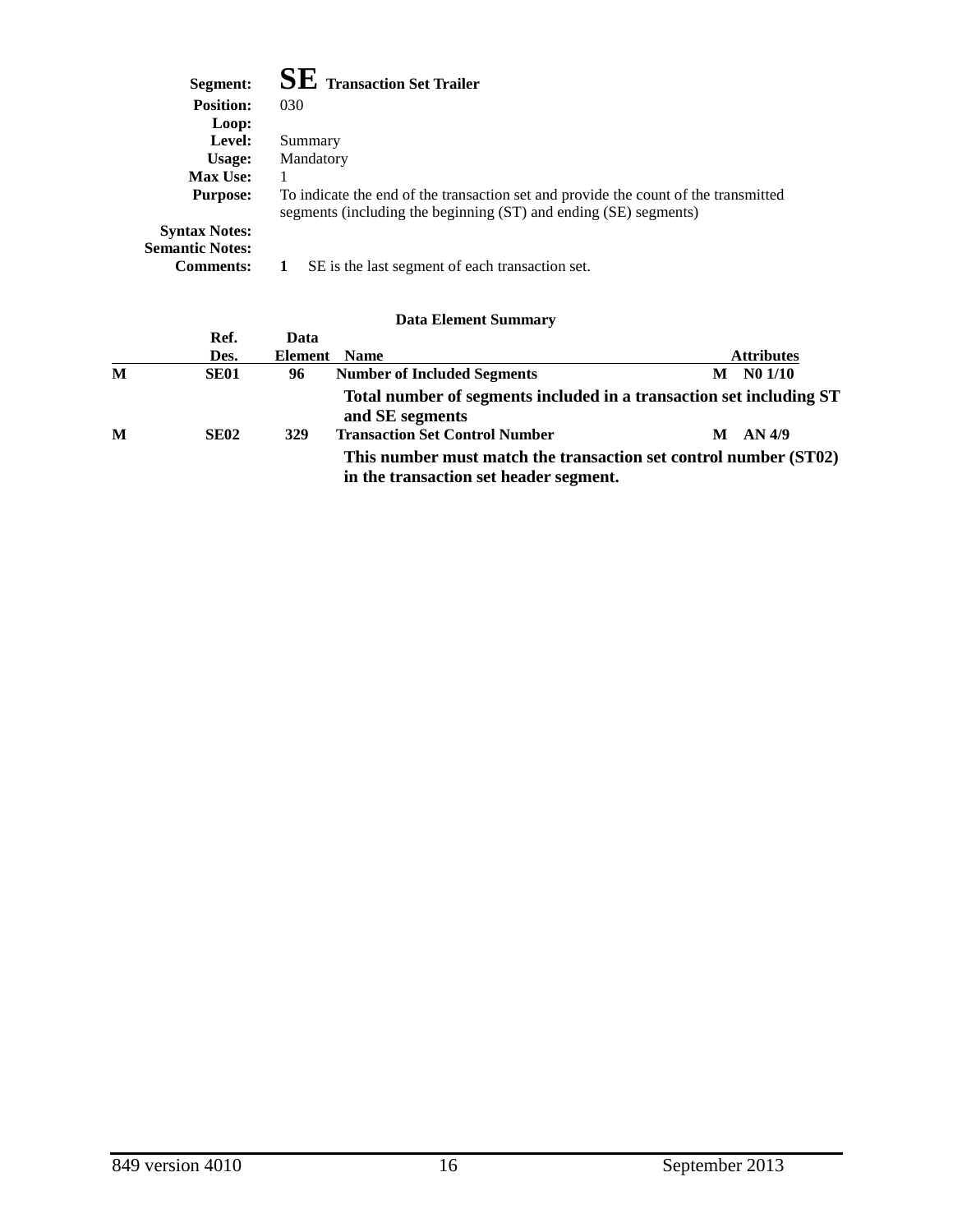**Segment:** **SE** **Transaction Set Trailer**
**Position:** 030
**Loop:**
**Level:** Summary
**Usage:** Mandatory
**Max Use:** 1
**Purpose:** To indicate the end of the transaction set and provide the count of the transmitted segments (including the beginning (ST) and ending (SE) segments)
**Syntax Notes:**
**Semantic Notes:**
**Comments:** **1** SE is the last segment of each transaction set.

**Data Element Summary**

| | Ref. Des. | Data Element | Name | Attributes |
|---|---|---|---|---|
| **M** | **SE01** | **96** | **Number of Included Segments** | **M N0 1/10** |
| | | | **Total number of segments included in a transaction set including ST and SE segments** | |
| **M** | **SE02** | **329** | **Transaction Set Control Number** | **M AN 4/9** |
| | | | **This number must match the transaction set control number (ST02) in the transaction set header segment.** | |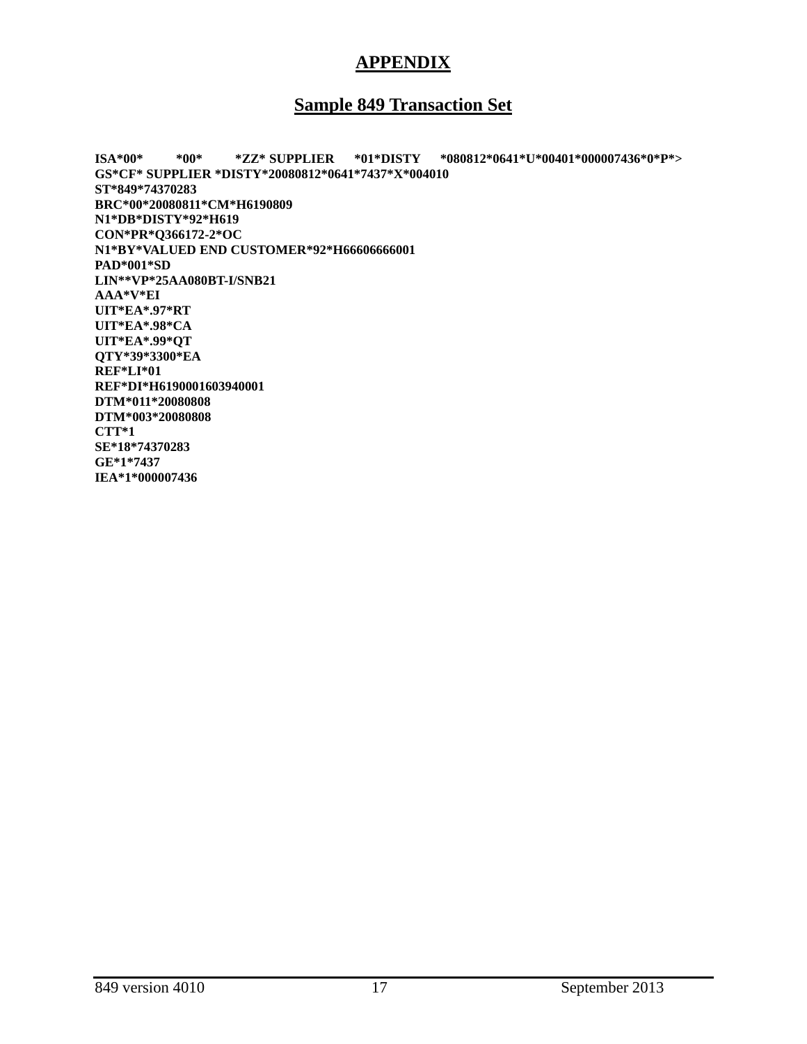## APPENDIX

## Sample 849 Transaction Set

```
ISA*00*          *00*          *ZZ* SUPPLIER      *01*DISTY      *080812*0641*U*00401*000007436*0*P*>
GS*CF* SUPPLIER *DISTY*20080812*0641*7437*X*004010
ST*849*74370283
BRC*00*20080811*CM*H6190809
N1*DB*DISTY*92*H619
CON*PR*Q366172-2*OC
N1*BY*VALUED END CUSTOMER*92*H66606666001
PAD*001*SD
LIN**VP*25AA080BT-I/SNB21
AAA*V*EI
UIT*EA*.97*RT
UIT*EA*.98*CA
UIT*EA*.99*QT
QTY*39*3300*EA
REF*LI*01
REF*DI*H6190001603940001
DTM*011*20080808
DTM*003*20080808
CTT*1
SE*18*74370283
GE*1*7437
IEA*1*000007436
```